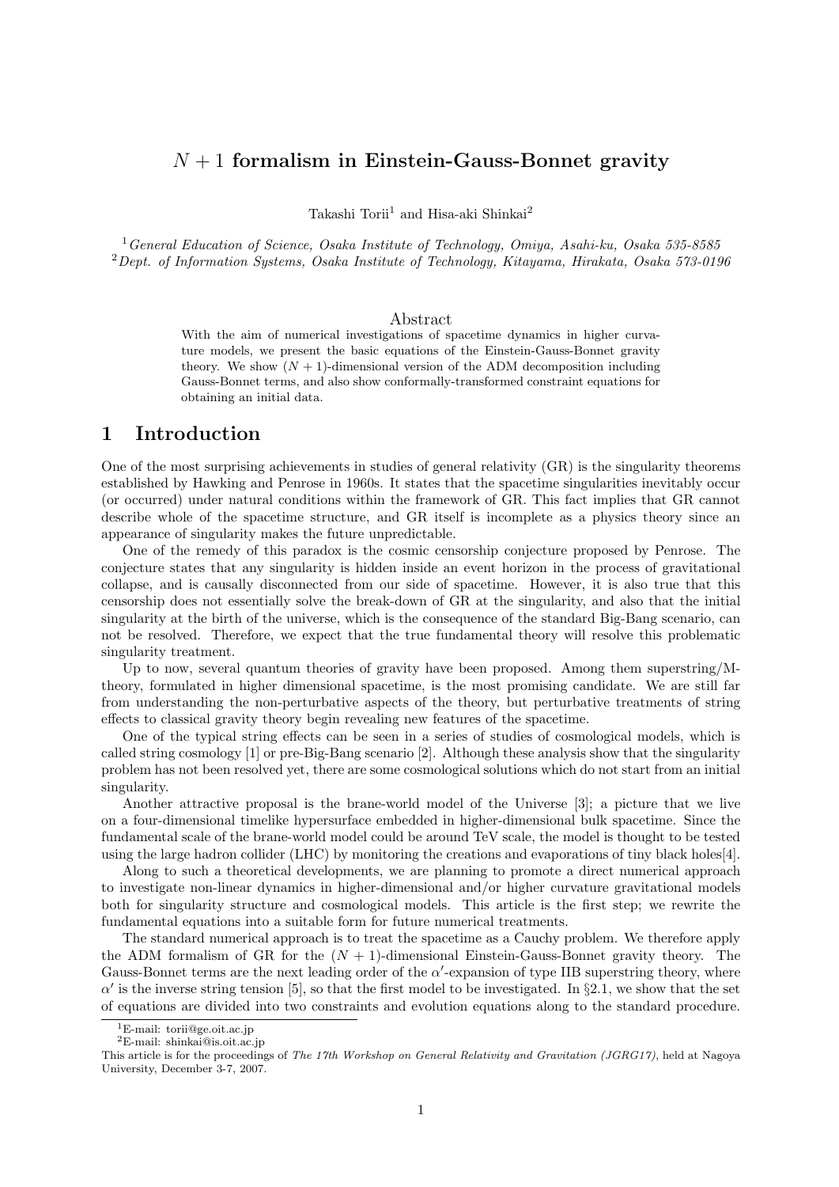# $N + 1$ formalism in Einstein-Gauss-Bonnet gravity

Takashi Torii[1] and Hisa-aki Shinkai[2]

[1] *General Education of Science, Osaka Institute of Technology, Omiya, Asahi-ku, Osaka 535-8585*
[2] *Dept. of Information Systems, Osaka Institute of Technology, Kitayama, Hirakata, Osaka 573-0196*

## Abstract

With the aim of numerical investigations of spacetime dynamics in higher curvature models, we present the basic equations of the Einstein-Gauss-Bonnet gravity theory. We show $(N + 1)$-dimensional version of the ADM decomposition including Gauss-Bonnet terms, and also show conformally-transformed constraint equations for obtaining an initial data.

## 1 Introduction

One of the most surprising achievements in studies of general relativity (GR) is the singularity theorems established by Hawking and Penrose in 1960s. It states that the spacetime singularities inevitably occur (or occurred) under natural conditions within the framework of GR. This fact implies that GR cannot describe whole of the spacetime structure, and GR itself is incomplete as a physics theory since an appearance of singularity makes the future unpredictable.

One of the remedy of this paradox is the cosmic censorship conjecture proposed by Penrose. The conjecture states that any singularity is hidden inside an event horizon in the process of gravitational collapse, and is causally disconnected from our side of spacetime. However, it is also true that this censorship does not essentially solve the break-down of GR at the singularity, and also that the initial singularity at the birth of the universe, which is the consequence of the standard Big-Bang scenario, can not be resolved. Therefore, we expect that the true fundamental theory will resolve this problematic singularity treatment.

Up to now, several quantum theories of gravity have been proposed. Among them superstring/M-theory, formulated in higher dimensional spacetime, is the most promising candidate. We are still far from understanding the non-perturbative aspects of the theory, but perturbative treatments of string effects to classical gravity theory begin revealing new features of the spacetime.

One of the typical string effects can be seen in a series of studies of cosmological models, which is called string cosmology [1] or pre-Big-Bang scenario [2]. Although these analysis show that the singularity problem has not been resolved yet, there are some cosmological solutions which do not start from an initial singularity.

Another attractive proposal is the brane-world model of the Universe [3]; a picture that we live on a four-dimensional timelike hypersurface embedded in higher-dimensional bulk spacetime. Since the fundamental scale of the brane-world model could be around TeV scale, the model is thought to be tested using the large hadron collider (LHC) by monitoring the creations and evaporations of tiny black holes[4].

Along to such a theoretical developments, we are planning to promote a direct numerical approach to investigate non-linear dynamics in higher-dimensional and/or higher curvature gravitational models both for singularity structure and cosmological models. This article is the first step; we rewrite the fundamental equations into a suitable form for future numerical treatments.

The standard numerical approach is to treat the spacetime as a Cauchy problem. We therefore apply the ADM formalism of GR for the $(N + 1)$-dimensional Einstein-Gauss-Bonnet gravity theory. The Gauss-Bonnet terms are the next leading order of the $\alpha'$-expansion of type IIB superstring theory, where $\alpha'$ is the inverse string tension [5], so that the first model to be investigated. In §2.1, we show that the set of equations are divided into two constraints and evolution equations along to the standard procedure.

---

[1] E-mail: torii@ge.oit.ac.jp
[2] E-mail: shinkai@is.oit.ac.jp

This article is for the proceedings of *The 17th Workshop on General Relativity and Gravitation (JGRG17)*, held at Nagoya University, December 3-7, 2007.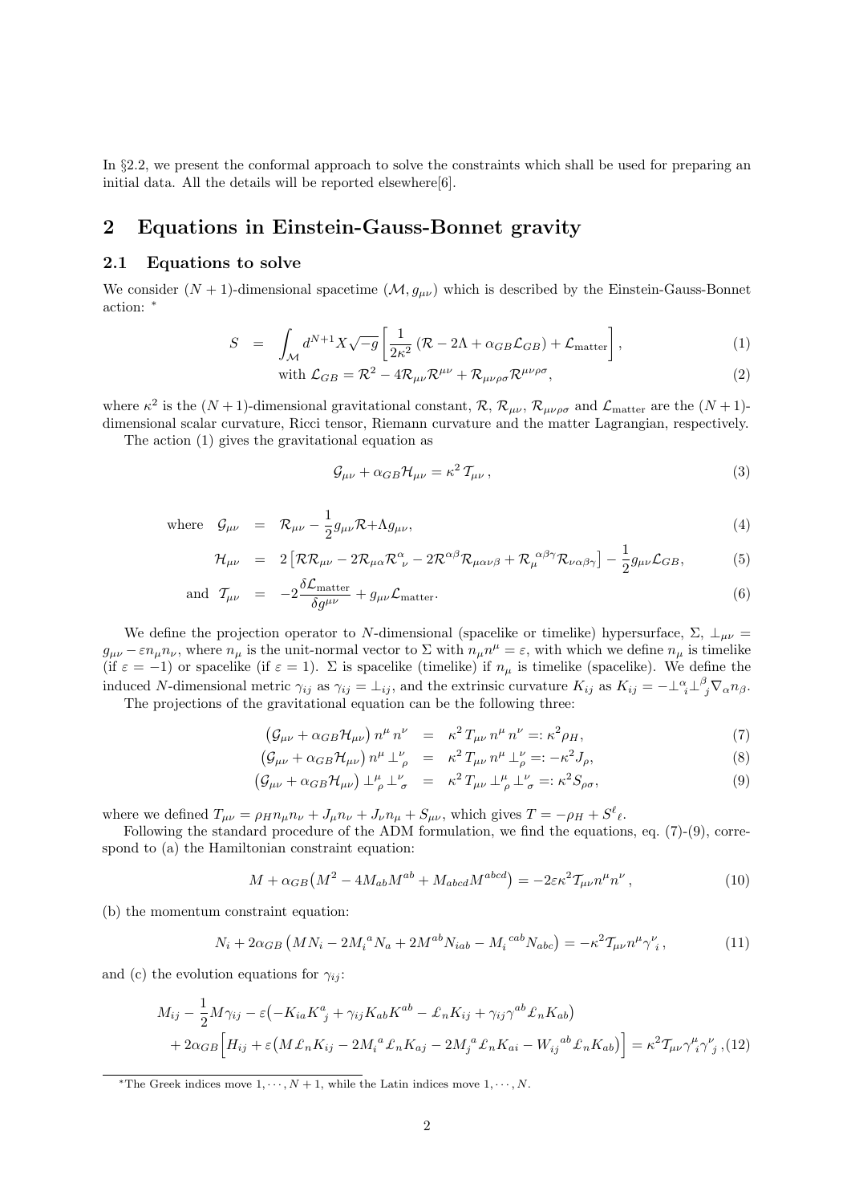In §2.2, we present the conformal approach to solve the constraints which shall be used for preparing an initial data. All the details will be reported elsewhere[6].

## 2 Equations in Einstein-Gauss-Bonnet gravity

### 2.1 Equations to solve

We consider $(N+1)$-dimensional spacetime $(\mathcal{M}, g_{\mu\nu})$ which is described by the Einstein-Gauss-Bonnet action: [*]

$$
\begin{aligned}
S &= \int_{\mathcal{M}} d^{N+1}X\sqrt{-g}\left[\frac{1}{2\kappa^2}\left(\mathcal{R}-2\Lambda+\alpha_{GB}\mathcal{L}_{GB}\right)+\mathcal{L}_{\rm matter}\right], &(1)\\
&\quad \text{with } \mathcal{L}_{GB}=\mathcal{R}^2-4\mathcal{R}_{\mu\nu}\mathcal{R}^{\mu\nu}+\mathcal{R}_{\mu\nu\rho\sigma}\mathcal{R}^{\mu\nu\rho\sigma}, &(2)
\end{aligned}
$$

where $\kappa^2$ is the $(N+1)$-dimensional gravitational constant, $\mathcal{R}$, $\mathcal{R}_{\mu\nu}$, $\mathcal{R}_{\mu\nu\rho\sigma}$ and $\mathcal{L}_{\rm matter}$ are the $(N+1)$-dimensional scalar curvature, Ricci tensor, Riemann curvature and the matter Lagrangian, respectively.

The action (1) gives the gravitational equation as

$$
\mathcal{G}_{\mu\nu}+\alpha_{GB}\mathcal{H}_{\mu\nu}=\kappa^2\,\mathcal{T}_{\mu\nu}\,, \tag{3}
$$

$$
\begin{aligned}
\text{where}\quad \mathcal{G}_{\mu\nu} &= \mathcal{R}_{\mu\nu}-\frac{1}{2}g_{\mu\nu}\mathcal{R}+\Lambda g_{\mu\nu}, &(4)\\
\mathcal{H}_{\mu\nu} &= 2\left[\mathcal{R}\mathcal{R}_{\mu\nu}-2\mathcal{R}_{\mu\alpha}\mathcal{R}^{\alpha}{}_{\nu}-2\mathcal{R}^{\alpha\beta}\mathcal{R}_{\mu\alpha\nu\beta}+\mathcal{R}_{\mu}{}^{\alpha\beta\gamma}\mathcal{R}_{\nu\alpha\beta\gamma}\right]-\frac{1}{2}g_{\mu\nu}\mathcal{L}_{GB}, &(5)\\
\text{and}\quad \mathcal{T}_{\mu\nu} &= -2\frac{\delta\mathcal{L}_{\rm matter}}{\delta g^{\mu\nu}}+g_{\mu\nu}\mathcal{L}_{\rm matter}. &(6)
\end{aligned}
$$

We define the projection operator to $N$-dimensional (spacelike or timelike) hypersurface, $\Sigma$, $\perp_{\mu\nu}=g_{\mu\nu}-\varepsilon n_\mu n_\nu$, where $n_\mu$ is the unit-normal vector to $\Sigma$ with $n_\mu n^\mu=\varepsilon$, with which we define $n_\mu$ is timelike (if $\varepsilon=-1$) or spacelike (if $\varepsilon=1$). $\Sigma$ is spacelike (timelike) if $n_\mu$ is timelike (spacelike). We define the induced $N$-dimensional metric $\gamma_{ij}$ as $\gamma_{ij}=\perp_{ij}$, and the extrinsic curvature $K_{ij}$ as $K_{ij}=-\perp^{\alpha}_{i}\perp^{\beta}_{j}\nabla_\alpha n_\beta$.

The projections of the gravitational equation can be the following three:

$$
\begin{aligned}
\left(\mathcal{G}_{\mu\nu}+\alpha_{GB}\mathcal{H}_{\mu\nu}\right)n^\mu\,n^\nu &= \kappa^2\,T_{\mu\nu}\,n^\mu\,n^\nu=:\kappa^2\rho_H, &(7)\\
\left(\mathcal{G}_{\mu\nu}+\alpha_{GB}\mathcal{H}_{\mu\nu}\right)n^\mu\perp^{\nu}_{\rho} &= \kappa^2\,T_{\mu\nu}\,n^\mu\perp^{\nu}_{\rho}=:-\kappa^2 J_\rho, &(8)\\
\left(\mathcal{G}_{\mu\nu}+\alpha_{GB}\mathcal{H}_{\mu\nu}\right)\perp^{\mu}_{\rho}\perp^{\nu}_{\sigma} &= \kappa^2\,T_{\mu\nu}\perp^{\mu}_{\rho}\perp^{\nu}_{\sigma}=:\kappa^2 S_{\rho\sigma}, &(9)
\end{aligned}
$$

where we defined $T_{\mu\nu}=\rho_H n_\mu n_\nu+J_\mu n_\nu+J_\nu n_\mu+S_{\mu\nu}$, which gives $T=-\rho_H+S^{\ell}{}_{\ell}$.

Following the standard procedure of the ADM formulation, we find the equations, eq. (7)-(9), correspond to (a) the Hamiltonian constraint equation:

$$
M+\alpha_{GB}\left(M^2-4M_{ab}M^{ab}+M_{abcd}M^{abcd}\right)=-2\varepsilon\kappa^2\mathcal{T}_{\mu\nu}n^\mu n^\nu\,, \tag{10}
$$

(b) the momentum constraint equation:

$$
N_i+2\alpha_{GB}\left(MN_i-2M_i{}^{a}N_a+2M^{ab}N_{iab}-M_i{}^{cab}N_{abc}\right)=-\kappa^2\mathcal{T}_{\mu\nu}n^\mu\gamma^{\nu}{}_{i}\,, \tag{11}
$$

and (c) the evolution equations for $\gamma_{ij}$:

$$
\begin{aligned}
&M_{ij}-\frac{1}{2}M\gamma_{ij}-\varepsilon\left(-K_{ia}K^{a}{}_{j}+\gamma_{ij}K_{ab}K^{ab}-\pounds_n K_{ij}+\gamma_{ij}\gamma^{ab}\pounds_n K_{ab}\right)\\
&\quad+2\alpha_{GB}\Big[H_{ij}+\varepsilon\left(M\pounds_n K_{ij}-2M_i{}^{a}\pounds_n K_{aj}-2M_j{}^{a}\pounds_n K_{ai}-W_{ij}{}^{ab}\pounds_n K_{ab}\right)\Big]=\kappa^2\mathcal{T}_{\mu\nu}\gamma^{\mu}{}_{i}\gamma^{\nu}{}_{j}\,, \qquad (12)
\end{aligned}
$$

---

[*] The Greek indices move $1,\cdots,N+1$, while the Latin indices move $1,\cdots,N$.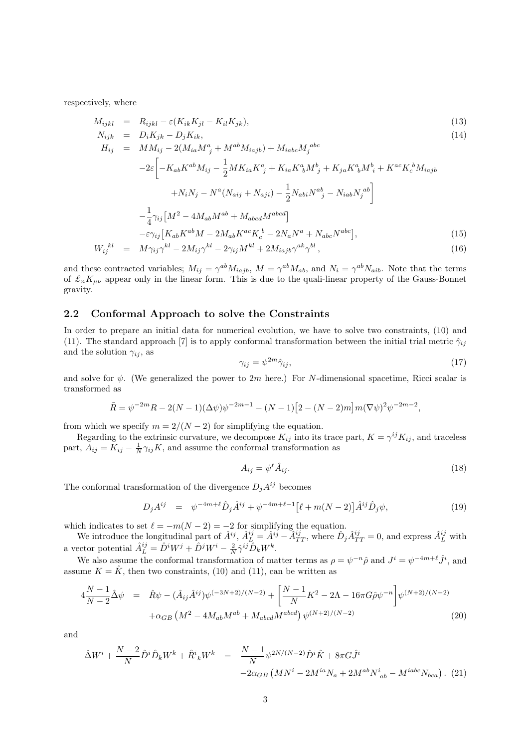respectively, where

$$
\begin{aligned}
M_{ijkl} &= R_{ijkl} - \varepsilon(K_{ik}K_{jl} - K_{il}K_{jk}), && (13)\\
N_{ijk} &= D_i K_{jk} - D_j K_{ik}, && (14)\\
H_{ij} &= MM_{ij} - 2(M_{ia}M^a{}_j + M^{ab}M_{iajb}) + M_{iabc}M_j{}^{abc} \\
&\quad -2\varepsilon\Big[-K_{ab}K^{ab}M_{ij} - \frac{1}{2}MK_{ia}K^a{}_j + K_{ia}K^a{}_b M^b{}_j + K_{ja}K^a{}_b M^b{}_i + K^{ac}K_c{}^b M_{iajb} \\
&\qquad + N_i N_j - N^a(N_{aij} + N_{aji}) - \frac{1}{2}N_{abi}N^{ab}{}_j - N_{iab}N_j{}^{ab}\Big] \\
&\quad -\frac{1}{4}\gamma_{ij}\big[M^2 - 4M_{ab}M^{ab} + M_{abcd}M^{abcd}\big] \\
&\quad -\varepsilon\gamma_{ij}\big[K_{ab}K^{ab}M - 2M_{ab}K^{ac}K_c{}^b - 2N_aN^a + N_{abc}N^{abc}\big], && (15)\\
W_{ij}{}^{kl} &= M\gamma_{ij}\gamma^{kl} - 2M_{ij}\gamma^{kl} - 2\gamma_{ij}M^{kl} + 2M_{iajb}\gamma^{ak}\gamma^{bl}, && (16)
\end{aligned}
$$

and these contracted variables; $M_{ij} = \gamma^{ab}M_{iajb}$, $M = \gamma^{ab}M_{ab}$, and $N_i = \gamma^{ab}N_{aib}$. Note that the terms of $\pounds_n K_{\mu\nu}$ appear only in the linear form. This is due to the quali-linear property of the Gauss-Bonnet gravity.

## 2.2 Conformal Approach to solve the Constraints

In order to prepare an initial data for numerical evolution, we have to solve two constraints, (10) and (11). The standard approach [7] is to apply conformal transformation between the initial trial metric $\hat{\gamma}_{ij}$ and the solution $\gamma_{ij}$, as

$$
\gamma_{ij} = \psi^{2m}\hat{\gamma}_{ij}, \tag{17}
$$

and solve for $\psi$. (We generalized the power to $2m$ here.) For $N$-dimensional spacetime, Ricci scalar is transformed as

$$
\tilde{R} = \psi^{-2m}R - 2(N-1)(\Delta\psi)\psi^{-2m-1} - (N-1)\big[2 - (N-2)m\big]m(\nabla\psi)^2\psi^{-2m-2},
$$

from which we specify $m = 2/(N-2)$ for simplifying the equation.

Regarding to the extrinsic curvature, we decompose $K_{ij}$ into its trace part, $K = \gamma^{ij}K_{ij}$, and traceless part, $A_{ij} = K_{ij} - \frac{1}{N}\gamma_{ij}K$, and assume the conformal transformation as

$$
A_{ij} = \psi^{\ell}\hat{A}_{ij}. \tag{18}
$$

The conformal transformation of the divergence $D_jA^{ij}$ becomes

$$
D_jA^{ij} = \psi^{-4m+\ell}\hat{D}_j\hat{A}^{ij} + \psi^{-4m+\ell-1}\big[\ell + m(N-2)\big]\hat{A}^{ij}\hat{D}_j\psi, \tag{19}
$$

which indicates to set $\ell = -m(N-2) = -2$ for simplifying the equation.

We introduce the longitudinal part of $\hat{A}^{ij}$, $\hat{A}^{ij}_L = \hat{A}^{ij} - \hat{A}^{ij}_{TT}$, where $\hat{D}_j\hat{A}^{ij}_{TT} = 0$, and express $\hat{A}^{ij}_L$ with a vector potential $\hat{A}^{ij}_L = \hat{D}^iW^j + \hat{D}^jW^i - \frac{2}{N}\hat{\gamma}^{ij}\hat{D}_kW^k$.

We also assume the conformal transformation of matter terms as $\rho = \psi^{-n}\hat{\rho}$ and $J^i = \psi^{-4m+\ell}\hat{J}^i$, and assume $K = \hat{K}$, then two constraints, (10) and (11), can be written as

$$
\begin{aligned}
4\frac{N-1}{N-2}\hat{\Delta}\psi &= \hat{R}\psi - (\hat{A}_{ij}\hat{A}^{ij})\psi^{(-3N+2)/(N-2)} + \left[\frac{N-1}{N}K^2 - 2\Lambda - 16\pi G\hat{\rho}\psi^{-n}\right]\psi^{(N+2)/(N-2)} \\
&\quad +\alpha_{GB}\left(M^2 - 4M_{ab}M^{ab} + M_{abcd}M^{abcd}\right)\psi^{(N+2)/(N-2)}
\end{aligned}
\tag{20}
$$

and

$$
\begin{aligned}
\hat{\Delta}W^i + \frac{N-2}{N}\hat{D}^i\hat{D}_kW^k + \hat{R}^i{}_kW^k &= \frac{N-1}{N}\psi^{2N/(N-2)}\hat{D}^i\hat{K} + 8\pi G\hat{J}^i \\
&\quad -2\alpha_{GB}\left(MN^i - 2M^{ia}N_a + 2M^{ab}N^i{}_{ab} - M^{iabc}N_{bca}\right).
\end{aligned}
\tag{21}
$$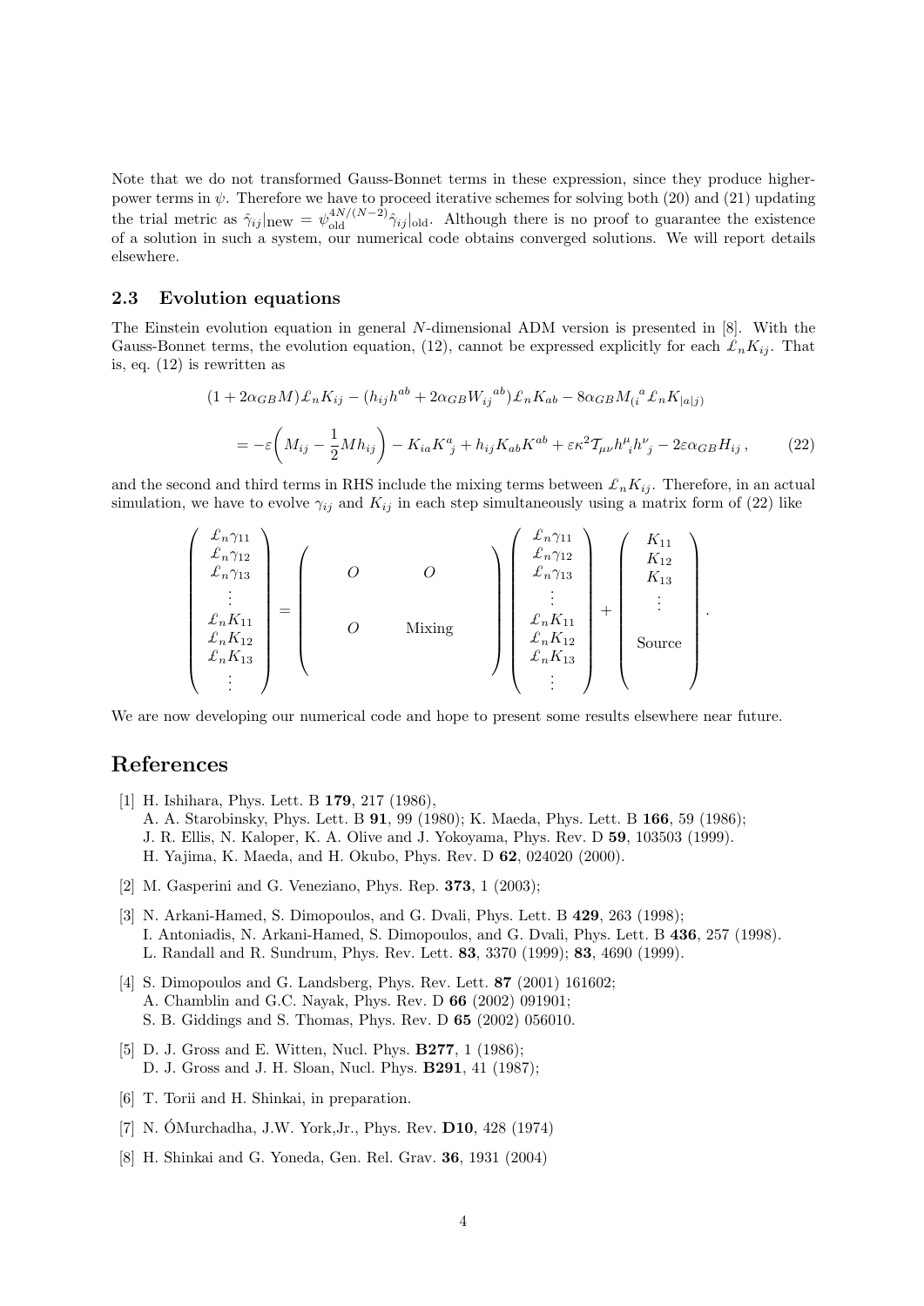Note that we do not transformed Gauss-Bonnet terms in these expression, since they produce higher-power terms in $\psi$. Therefore we have to proceed iterative schemes for solving both (20) and (21) updating the trial metric as $\hat{\gamma}_{ij}|_{\rm new} = \psi_{\rm old}^{4N/(N-2)}\hat{\gamma}_{ij}|_{\rm old}$. Although there is no proof to guarantee the existence of a solution in such a system, our numerical code obtains converged solutions. We will report details elsewhere.

### 2.3 Evolution equations

The Einstein evolution equation in general $N$-dimensional ADM version is presented in [8]. With the Gauss-Bonnet terms, the evolution equation, (12), cannot be expressed explicitly for each $\pounds_n K_{ij}$. That is, eq. (12) is rewritten as

$$
\begin{aligned}
&(1+2\alpha_{GB}M)\pounds_n K_{ij} - (h_{ij}h^{ab} + 2\alpha_{GB}W_{ij}{}^{ab})\pounds_n K_{ab} - 8\alpha_{GB}M_{(i}{}^{a}\pounds_n K_{|a|j)} \\
&= -\varepsilon\bigg(M_{ij} - \frac{1}{2}Mh_{ij}\bigg) - K_{ia}K^{a}_{\ j} + h_{ij}K_{ab}K^{ab} + \varepsilon\kappa^2 \mathcal{T}_{\mu\nu}h^{\mu}_{\ i}h^{\nu}_{\ j} - 2\varepsilon\alpha_{GB}H_{ij}\,, \qquad (22)
\end{aligned}
$$

and the second and third terms in RHS include the mixing terms between $\pounds_n K_{ij}$. Therefore, in an actual simulation, we have to evolve $\gamma_{ij}$ and $K_{ij}$ in each step simultaneously using a matrix form of (22) like

$$
\begin{pmatrix} \pounds_n\gamma_{11} \\ \pounds_n\gamma_{12} \\ \pounds_n\gamma_{13} \\ \vdots \\ \pounds_n K_{11} \\ \pounds_n K_{12} \\ \pounds_n K_{13} \\ \vdots \end{pmatrix}
=
\begin{pmatrix} O & O \\ & \\ O & \text{Mixing} \end{pmatrix}
\begin{pmatrix} \pounds_n\gamma_{11} \\ \pounds_n\gamma_{12} \\ \pounds_n\gamma_{13} \\ \vdots \\ \pounds_n K_{11} \\ \pounds_n K_{12} \\ \pounds_n K_{13} \\ \vdots \end{pmatrix}
+
\begin{pmatrix} K_{11} \\ K_{12} \\ K_{13} \\ \vdots \\ \\ \text{Source} \\ \\ \end{pmatrix}.
$$

We are now developing our numerical code and hope to present some results elsewhere near future.

# References

[1] H. Ishihara, Phys. Lett. B **179**, 217 (1986),
A. A. Starobinsky, Phys. Lett. B **91**, 99 (1980); K. Maeda, Phys. Lett. B **166**, 59 (1986);
J. R. Ellis, N. Kaloper, K. A. Olive and J. Yokoyama, Phys. Rev. D **59**, 103503 (1999).
H. Yajima, K. Maeda, and H. Okubo, Phys. Rev. D **62**, 024020 (2000).

[2] M. Gasperini and G. Veneziano, Phys. Rep. **373**, 1 (2003);

[3] N. Arkani-Hamed, S. Dimopoulos, and G. Dvali, Phys. Lett. B **429**, 263 (1998);
I. Antoniadis, N. Arkani-Hamed, S. Dimopoulos, and G. Dvali, Phys. Lett. B **436**, 257 (1998).
L. Randall and R. Sundrum, Phys. Rev. Lett. **83**, 3370 (1999); **83**, 4690 (1999).

[4] S. Dimopoulos and G. Landsberg, Phys. Rev. Lett. **87** (2001) 161602;
A. Chamblin and G.C. Nayak, Phys. Rev. D **66** (2002) 091901;
S. B. Giddings and S. Thomas, Phys. Rev. D **65** (2002) 056010.

[5] D. J. Gross and E. Witten, Nucl. Phys. **B277**, 1 (1986);
D. J. Gross and J. H. Sloan, Nucl. Phys. **B291**, 41 (1987);

[6] T. Torii and H. Shinkai, in preparation.

[7] N. ÓMurchadha, J.W. York,Jr., Phys. Rev. **D10**, 428 (1974)

[8] H. Shinkai and G. Yoneda, Gen. Rel. Grav. **36**, 1931 (2004)